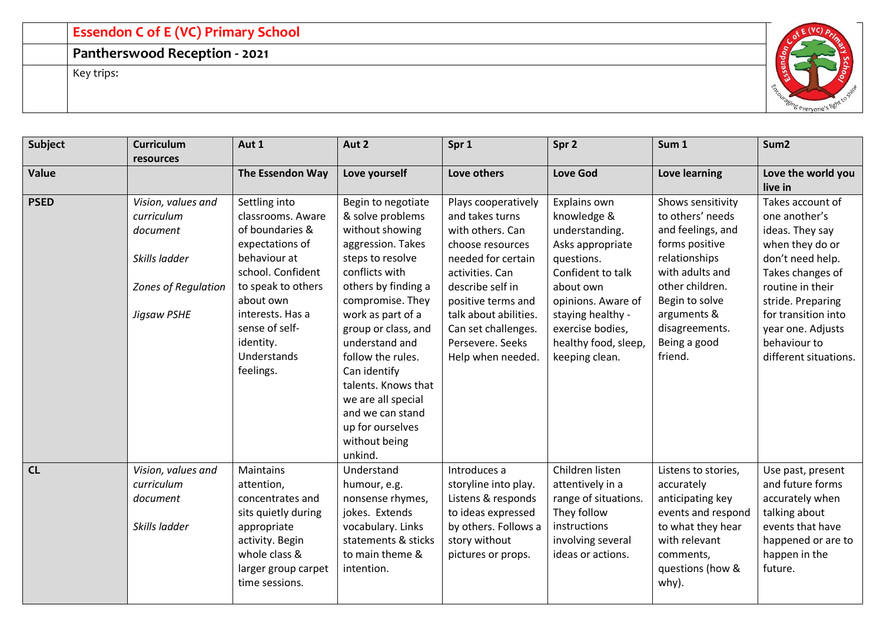# Essendon C of E (VC) Primary School

## Pantherswood Reception - 2021

Key trips:

| Subject | Curriculum resources | Aut 1 | Aut 2 | Spr 1 | Spr 2 | Sum 1 | Sum2 |
|---|---|---|---|---|---|---|---|
| **Value** | | **The Essendon Way** | **Love yourself** | **Love others** | **Love God** | **Love learning** | **Love the world you live in** |
| **PSED** | *Vision, values and curriculum document*<br><br>*Skills ladder*<br><br>*Zones of Regulation*<br><br>*Jigsaw PSHE* | Settling into classrooms. Aware of boundaries & expectations of behaviour at school. Confident to speak to others about own interests. Has a sense of self-identity. Understands feelings. | Begin to negotiate & solve problems without showing aggression. Takes steps to resolve conflicts with others by finding a compromise. They work as part of a group or class, and understand and follow the rules. Can identify talents. Knows that we are all special and we can stand up for ourselves without being unkind. | Plays cooperatively and takes turns with others. Can choose resources needed for certain activities. Can describe self in positive terms and talk about abilities. Can set challenges. Persevere. Seeks Help when needed. | Explains own knowledge & understanding. Asks appropriate questions. Confident to talk about own opinions. Aware of staying healthy - exercise bodies, healthy food, sleep, keeping clean. | Shows sensitivity to others' needs and feelings, and forms positive relationships with adults and other children. Begin to solve arguments & disagreements. Being a good friend. | Takes account of one another's ideas. They say when they do or don't need help. Takes changes of routine in their stride. Preparing for transition into year one. Adjusts behaviour to different situations. |
| **CL** | *Vision, values and curriculum document*<br><br>*Skills ladder* | Maintains attention, concentrates and sits quietly during appropriate activity. Begin whole class & larger group carpet time sessions. | Understand humour, e.g. nonsense rhymes, jokes. Extends vocabulary. Links statements & sticks to main theme & intention. | Introduces a storyline into play. Listens & responds to ideas expressed by others. Follows a story without pictures or props. | Children listen attentively in a range of situations. They follow instructions involving several ideas or actions. | Listens to stories, accurately anticipating key events and respond to what they hear with relevant comments, questions (how & why). | Use past, present and future forms accurately when talking about events that have happened or are to happen in the future. |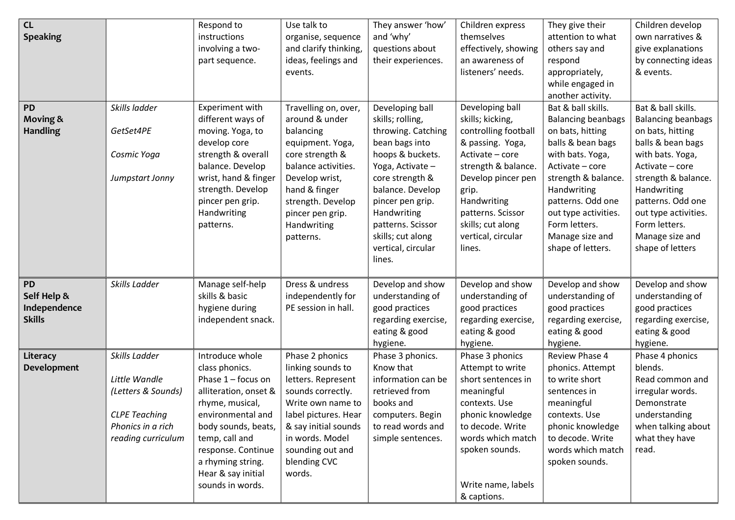| | | | | | | | |
|---|---|---|---|---|---|---|---|
| **CL Speaking** | | Respond to instructions involving a two-part sequence. | Use talk to organise, sequence and clarify thinking, ideas, feelings and events. | They answer 'how' and 'why' questions about their experiences. | Children express themselves effectively, showing an awareness of listeners' needs. | They give their attention to what others say and respond appropriately, while engaged in another activity. | Children develop own narratives & give explanations by connecting ideas & events. |
| **PD Moving & Handling** | *Skills ladder*<br><br>*GetSet4PE*<br><br>*Cosmic Yoga*<br><br>*Jumpstart Jonny* | Experiment with different ways of moving. Yoga, to develop core strength & overall balance. Develop wrist, hand & finger strength. Develop pincer pen grip. Handwriting patterns. | Travelling on, over, around & under balancing equipment. Yoga, core strength & balance activities. Develop wrist, hand & finger strength. Develop pincer pen grip. Handwriting patterns. | Developing ball skills; rolling, throwing. Catching bean bags into hoops & buckets. Yoga, Activate – core strength & balance. Develop pincer pen grip. Handwriting patterns. Scissor skills; cut along vertical, circular lines. | Developing ball skills; kicking, controlling football & passing. Yoga, Activate – core strength & balance. Develop pincer pen grip. Handwriting patterns. Scissor skills; cut along vertical, circular lines. | Bat & ball skills. Balancing beanbags on bats, hitting balls & bean bags with bats. Yoga, Activate – core strength & balance. Handwriting patterns. Odd one out type activities. Form letters. Manage size and shape of letters. | Bat & ball skills. Balancing beanbags on bats, hitting balls & bean bags with bats. Yoga, Activate – core strength & balance. Handwriting patterns. Odd one out type activities. Form letters. Manage size and shape of letters |
| **PD Self Help & Independence Skills** | *Skills Ladder* | Manage self-help skills & basic hygiene during independent snack. | Dress & undress independently for PE session in hall. | Develop and show understanding of good practices regarding exercise, eating & good hygiene. | Develop and show understanding of good practices regarding exercise, eating & good hygiene. | Develop and show understanding of good practices regarding exercise, eating & good hygiene. | Develop and show understanding of good practices regarding exercise, eating & good hygiene. |
| **Literacy Development** | *Skills Ladder*<br><br>*Little Wandle (Letters & Sounds)*<br><br>*CLPE Teaching Phonics in a rich reading curriculum* | Introduce whole class phonics. Phase 1 – focus on alliteration, onset & rhyme, musical, environmental and body sounds, beats, temp, call and response. Continue a rhyming string. Hear & say initial sounds in words. | Phase 2 phonics linking sounds to letters. Represent sounds correctly. Write own name to label pictures. Hear & say initial sounds in words. Model sounding out and blending CVC words. | Phase 3 phonics. Know that information can be retrieved from books and computers. Begin to read words and simple sentences. | Phase 3 phonics Attempt to write short sentences in meaningful contexts. Use phonic knowledge to decode. Write words which match spoken sounds.<br><br>Write name, labels & captions. | Review Phase 4 phonics. Attempt to write short sentences in meaningful contexts. Use phonic knowledge to decode. Write words which match spoken sounds. | Phase 4 phonics blends. Read common and irregular words. Demonstrate understanding when talking about what they have read. |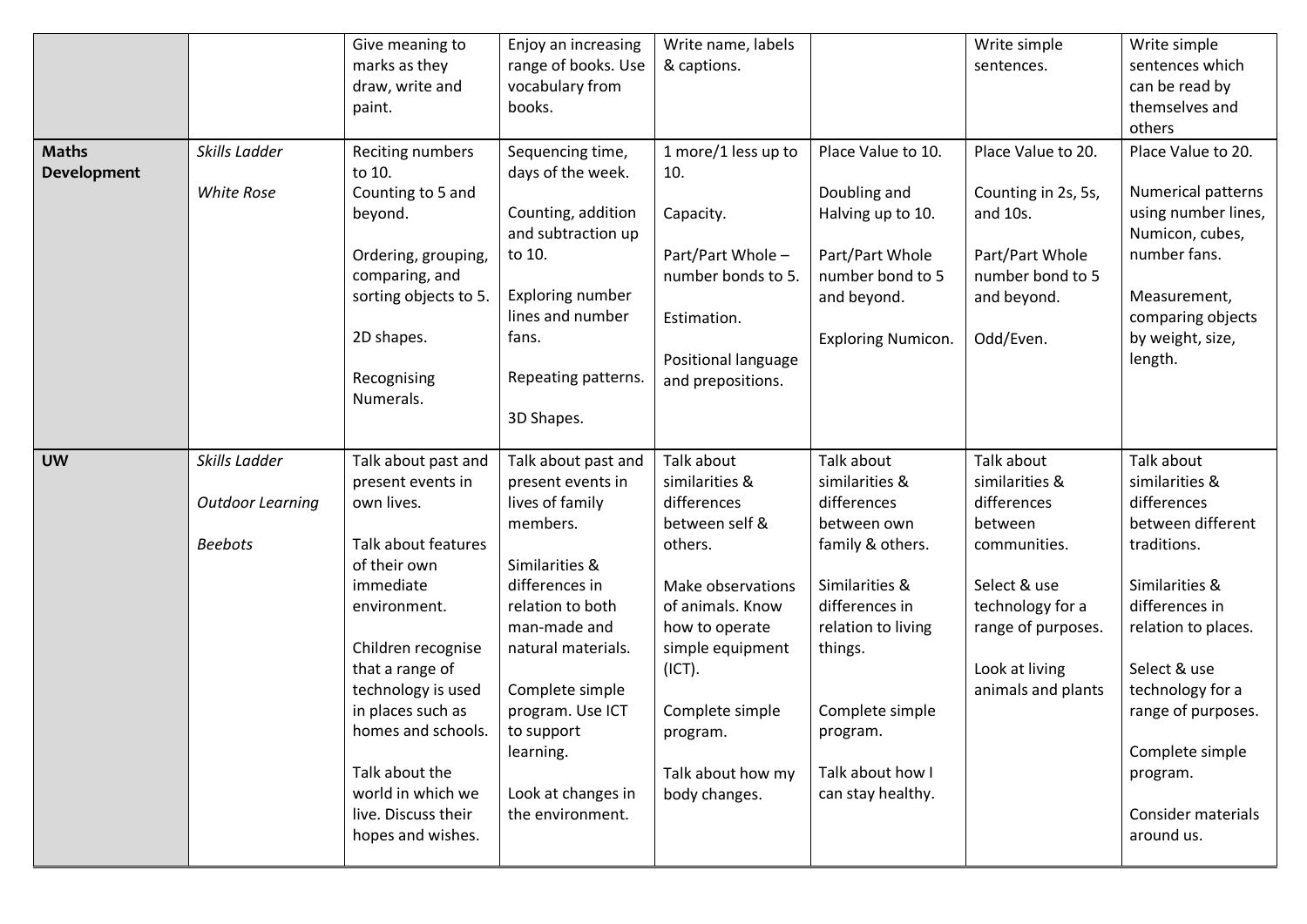| | | | | | | | |
|---|---|---|---|---|---|---|---|
| | | Give meaning to marks as they draw, write and paint. | Enjoy an increasing range of books. Use vocabulary from books. | Write name, labels & captions. | | Write simple sentences. | Write simple sentences which can be read by themselves and others |
| **Maths Development** | *Skills Ladder*<br><br>*White Rose* | Reciting numbers to 10.<br>Counting to 5 and beyond.<br><br>Ordering, grouping, comparing, and sorting objects to 5.<br><br>2D shapes.<br><br>Recognising Numerals. | Sequencing time, days of the week.<br><br>Counting, addition and subtraction up to 10.<br><br>Exploring number lines and number fans.<br><br>Repeating patterns.<br><br>3D Shapes. | 1 more/1 less up to 10.<br><br>Capacity.<br><br>Part/Part Whole – number bonds to 5.<br><br>Estimation.<br><br>Positional language and prepositions. | Place Value to 10.<br><br>Doubling and Halving up to 10.<br><br>Part/Part Whole number bond to 5 and beyond.<br><br>Exploring Numicon. | Place Value to 20.<br><br>Counting in 2s, 5s, and 10s.<br><br>Part/Part Whole number bond to 5 and beyond.<br><br>Odd/Even. | Place Value to 20.<br><br>Numerical patterns using number lines, Numicon, cubes, number fans.<br><br>Measurement, comparing objects by weight, size, length. |
| **UW** | *Skills Ladder*<br><br>*Outdoor Learning*<br><br>*Beebots* | Talk about past and present events in own lives.<br><br>Talk about features of their own immediate environment.<br><br>Children recognise that a range of technology is used in places such as homes and schools.<br><br>Talk about the world in which we live. Discuss their hopes and wishes. | Talk about past and present events in lives of family members.<br><br>Similarities & differences in relation to both man-made and natural materials.<br><br>Complete simple program. Use ICT to support learning.<br><br>Look at changes in the environment. | Talk about similarities & differences between self & others.<br><br>Make observations of animals. Know how to operate simple equipment (ICT).<br><br>Complete simple program.<br><br>Talk about how my body changes. | Talk about similarities & differences between own family & others.<br><br>Similarities & differences in relation to living things.<br><br>Complete simple program.<br><br>Talk about how I can stay healthy. | Talk about similarities & differences between communities.<br><br>Select & use technology for a range of purposes.<br><br>Look at living animals and plants | Talk about similarities & differences between different traditions.<br><br>Similarities & differences in relation to places.<br><br>Select & use technology for a range of purposes.<br><br>Complete simple program.<br><br>Consider materials around us. |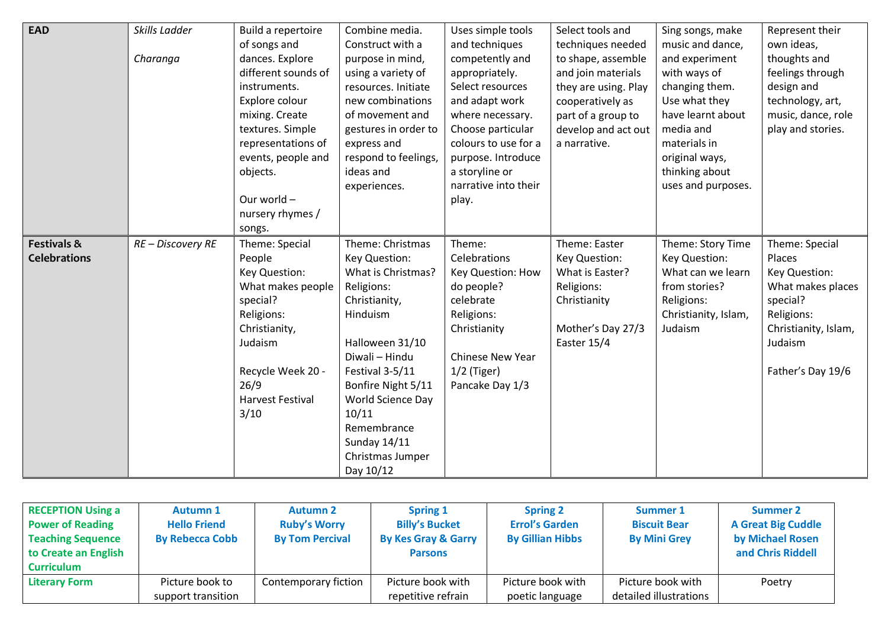| **EAD** | *Skills Ladder*<br><br>*Charanga* | Build a repertoire of songs and dances. Explore different sounds of instruments. Explore colour mixing. Create textures. Simple representations of events, people and objects.<br><br>Our world – nursery rhymes / songs. | Combine media. Construct with a purpose in mind, using a variety of resources. Initiate new combinations of movement and gestures in order to express and respond to feelings, ideas and experiences. | Uses simple tools and techniques competently and appropriately. Select resources and adapt work where necessary. Choose particular colours to use for a purpose. Introduce a storyline or narrative into their play. | Select tools and techniques needed to shape, assemble and join materials they are using. Play cooperatively as part of a group to develop and act out a narrative. | Sing songs, make music and dance, and experiment with ways of changing them. Use what they have learnt about media and materials in original ways, thinking about uses and purposes. | Represent their own ideas, thoughts and feelings through design and technology, art, music, dance, role play and stories. |
|---|---|---|---|---|---|---|---|
| **Festivals & Celebrations** | *RE – Discovery RE* | Theme: Special People<br>Key Question: What makes people special?<br>Religions: Christianity, Judaism<br><br>Recycle Week 20 - 26/9<br>Harvest Festival 3/10 | Theme: Christmas<br>Key Question: What is Christmas?<br>Religions: Christianity, Hinduism<br><br>Halloween 31/10<br>Diwali – Hindu Festival 3-5/11<br>Bonfire Night 5/11<br>World Science Day 10/11<br>Remembrance Sunday 14/11<br>Christmas Jumper Day 10/12 | Theme: Celebrations<br>Key Question: How do people? celebrate<br>Religions: Christianity<br><br>Chinese New Year 1/2 (Tiger)<br>Pancake Day 1/3 | Theme: Easter<br>Key Question: What is Easter?<br>Religions: Christianity<br><br>Mother's Day 27/3<br>Easter 15/4 | Theme: Story Time<br>Key Question: What can we learn from stories?<br>Religions: Christianity, Islam, Judaism | Theme: Special Places<br>Key Question: What makes places special?<br>Religions: Christianity, Islam, Judaism<br><br>Father's Day 19/6 |

| **RECEPTION Using a Power of Reading Teaching Sequence to Create an English Curriculum** | **Autumn 1**<br>**Hello Friend**<br>**By Rebecca Cobb** | **Autumn 2**<br>**Ruby's Worry**<br>**By Tom Percival** | **Spring 1**<br>**Billy's Bucket**<br>**By Kes Gray & Garry Parsons** | **Spring 2**<br>**Errol's Garden**<br>**By Gillian Hibbs** | **Summer 1**<br>**Biscuit Bear**<br>**By Mini Grey** | **Summer 2**<br>**A Great Big Cuddle**<br>**by Michael Rosen and Chris Riddell** |
|---|---|---|---|---|---|---|
| **Literary Form** | Picture book to support transition | Contemporary fiction | Picture book with repetitive refrain | Picture book with poetic language | Picture book with detailed illustrations | Poetry |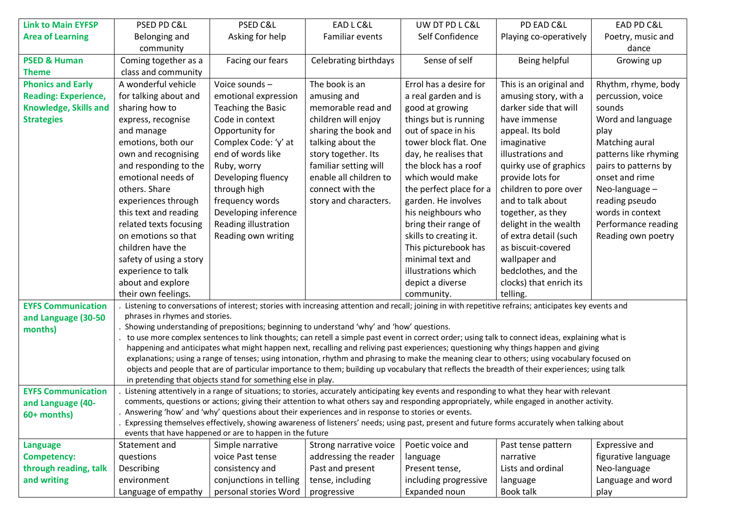| Link to Main EYFSP Area of Learning | PSED PD C&L Belonging and community | PSED C&L Asking for help | EAD L C&L Familiar events | UW DT PD L C&L Self Confidence | PD EAD C&L Playing co-operatively | EAD PD C&L Poetry, music and dance |
|---|---|---|---|---|---|---|
| **PSED & Human Theme** | Coming together as a class and community | Facing our fears | Celebrating birthdays | Sense of self | Being helpful | Growing up |
| **Phonics and Early Reading: Experience, Knowledge, Skills and Strategies** | A wonderful vehicle for talking about and sharing how to express, recognise and manage emotions, both our own and recognising and responding to the emotional needs of others. Share experiences through this text and reading related texts focusing on emotions so that children have the safety of using a story experience to talk about and explore their own feelings. | Voice sounds – emotional expression<br>Teaching the Basic Code in context<br>Opportunity for Complex Code: 'y' at end of words like Ruby, worry<br>Developing fluency through high frequency words<br>Developing inference<br>Reading illustration<br>Reading own writing | The book is an amusing and memorable read and children will enjoy sharing the book and talking about the story together. Its familiar setting will enable all children to connect with the story and characters. | Errol has a desire for a real garden and is good at growing things but is running out of space in his tower block flat. One day, he realises that the block has a roof which would make the perfect place for a garden. He involves his neighbours who bring their range of skills to creating it. This picturebook has minimal text and illustrations which depict a diverse community. | This is an original and amusing story, with a darker side that will have immense appeal. Its bold imaginative illustrations and quirky use of graphics provide lots for children to pore over and to talk about together, as they delight in the wealth of extra detail (such as biscuit-covered wallpaper and bedclothes, and the clocks) that enrich its telling. | Rhythm, rhyme, body percussion, voice sounds<br>Word and language play<br>Matching aural patterns like rhyming pairs to patterns by onset and rime<br>Neo-language – reading pseudo words in context<br>Performance reading<br>Reading own poetry |
| **EYFS Communication and Language (30-50 months)** | . Listening to conversations of interest; stories with increasing attention and recall; joining in with repetitive refrains; anticipates key events and phrases in rhymes and stories.<br>. Showing understanding of prepositions; beginning to understand 'why' and 'how' questions.<br>. to use more complex sentences to link thoughts; can retell a simple past event in correct order; using talk to connect ideas, explaining what is happening and anticipates what might happen next, recalling and reliving past experiences; questioning why things happen and giving explanations; using a range of tenses; using intonation, rhythm and phrasing to make the meaning clear to others; using vocabulary focused on objects and people that are of particular importance to them; building up vocabulary that reflects the breadth of their experiences; using talk in pretending that objects stand for something else in play. | | | | | |
| **EYFS Communication and Language (40-60+ months)** | . Listening attentively in a range of situations; to stories, accurately anticipating key events and responding to what they hear with relevant comments, questions or actions; giving their attention to what others say and responding appropriately, while engaged in another activity.<br>. Answering 'how' and 'why' questions about their experiences and in response to stories or events.<br>. Expressing themselves effectively, showing awareness of listeners' needs; using past, present and future forms accurately when talking about events that have happened or are to happen in the future | | | | | |
| **Language Competency: through reading, talk and writing** | Statement and questions<br>Describing environment<br>Language of empathy | Simple narrative voice Past tense consistency and conjunctions in telling personal stories Word | Strong narrative voice addressing the reader<br>Past and present tense, including progressive | Poetic voice and language<br>Present tense, including progressive<br>Expanded noun | Past tense pattern narrative<br>Lists and ordinal language<br>Book talk | Expressive and figurative language<br>Neo-language<br>Language and word play |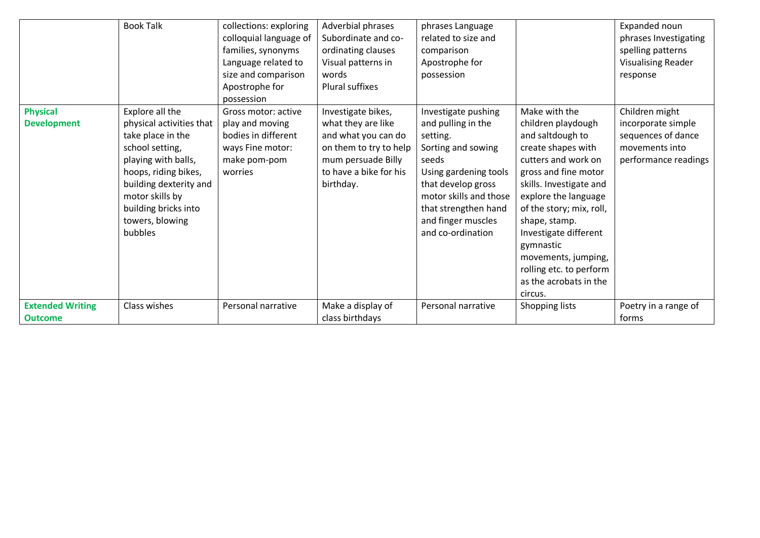| | | | | | | |
|---|---|---|---|---|---|---|
| | Book Talk | collections: exploring colloquial language of families, synonyms Language related to size and comparison Apostrophe for possession | Adverbial phrases Subordinate and co-ordinating clauses Visual patterns in words Plural suffixes | phrases Language related to size and comparison Apostrophe for possession | | Expanded noun phrases Investigating spelling patterns Visualising Reader response |
| **Physical Development** | Explore all the physical activities that take place in the school setting, playing with balls, hoops, riding bikes, building dexterity and motor skills by building bricks into towers, blowing bubbles | Gross motor: active play and moving bodies in different ways Fine motor: make pom-pom worries | Investigate bikes, what they are like and what you can do on them to try to help mum persuade Billy to have a bike for his birthday. | Investigate pushing and pulling in the setting. Sorting and sowing seeds Using gardening tools that develop gross motor skills and those that strengthen hand and finger muscles and co-ordination | Make with the children playdough and saltdough to create shapes with cutters and work on gross and fine motor skills. Investigate and explore the language of the story; mix, roll, shape, stamp. Investigate different gymnastic movements, jumping, rolling etc. to perform as the acrobats in the circus. | Children might incorporate simple sequences of dance movements into performance readings |
| **Extended Writing Outcome** | Class wishes | Personal narrative | Make a display of class birthdays | Personal narrative | Shopping lists | Poetry in a range of forms |